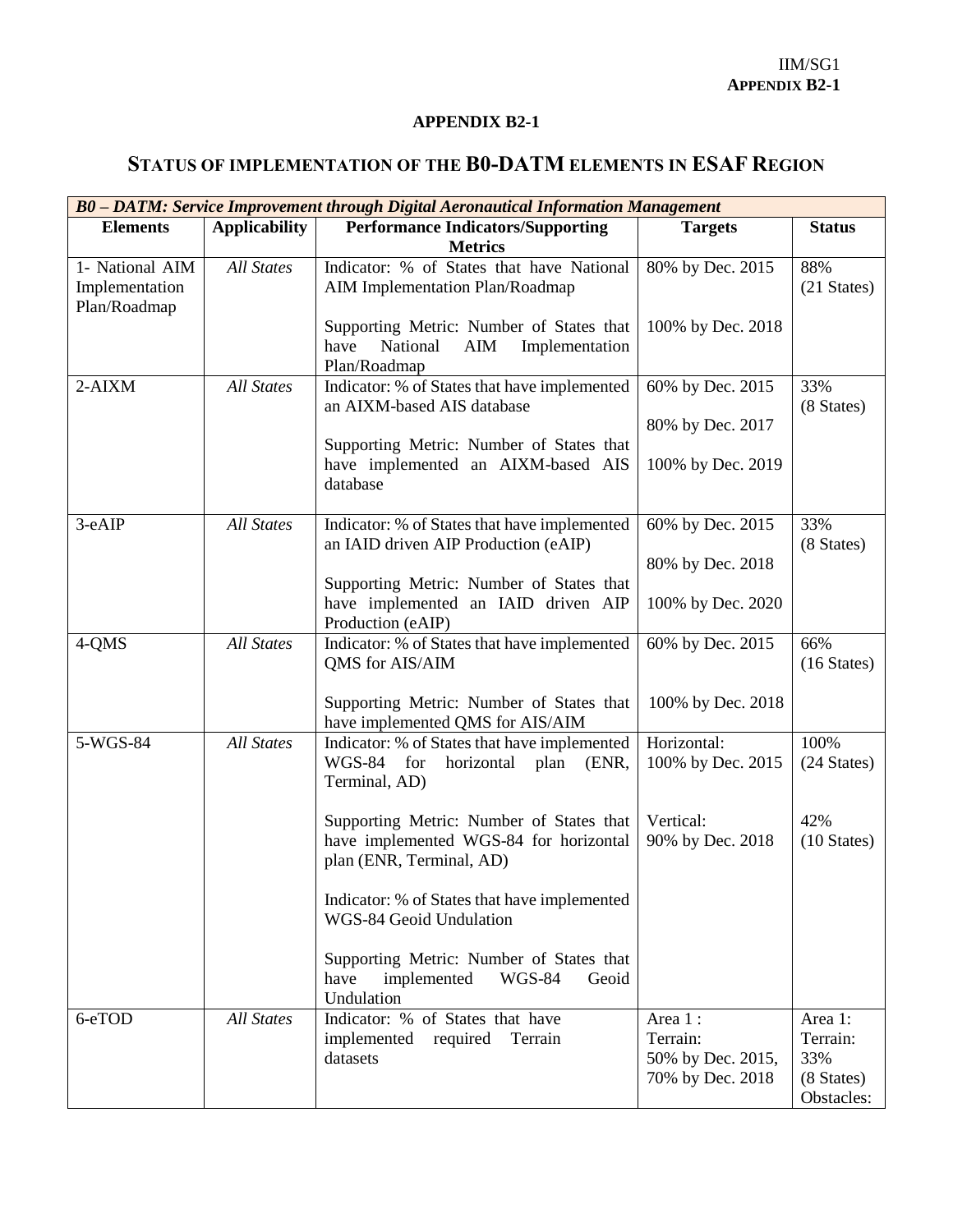## APPENDIX B2-1

# STATUS OF IMPLEMENTATION OF THE B0-DATM ELEMENTS IN ESAF REGION

| *B0 – DATM: Service Improvement through Digital Aeronautical Information Management* | | | | |
|---|---|---|---|---|
| **Elements** | **Applicability** | **Performance Indicators/Supporting Metrics** | **Targets** | **Status** |
| 1- National AIM Implementation Plan/Roadmap | *All States* | Indicator: % of States that have National AIM Implementation Plan/Roadmap<br><br>Supporting Metric: Number of States that have National AIM Implementation Plan/Roadmap | 80% by Dec. 2015<br><br>100% by Dec. 2018 | 88% (21 States) |
| 2-AIXM | *All States* | Indicator: % of States that have implemented an AIXM-based AIS database<br><br>Supporting Metric: Number of States that have implemented an AIXM-based AIS database | 60% by Dec. 2015<br><br>80% by Dec. 2017<br><br>100% by Dec. 2019 | 33% (8 States) |
| 3-eAIP | *All States* | Indicator: % of States that have implemented an IAID driven AIP Production (eAIP)<br><br>Supporting Metric: Number of States that have implemented an IAID driven AIP Production (eAIP) | 60% by Dec. 2015<br><br>80% by Dec. 2018<br><br>100% by Dec. 2020 | 33% (8 States) |
| 4-QMS | *All States* | Indicator: % of States that have implemented QMS for AIS/AIM<br><br>Supporting Metric: Number of States that have implemented QMS for AIS/AIM | 60% by Dec. 2015<br><br>100% by Dec. 2018 | 66% (16 States) |
| 5-WGS-84 | *All States* | Indicator: % of States that have implemented WGS-84 for horizontal plan (ENR, Terminal, AD)<br><br>Supporting Metric: Number of States that have implemented WGS-84 for horizontal plan (ENR, Terminal, AD)<br><br>Indicator: % of States that have implemented WGS-84 Geoid Undulation<br><br>Supporting Metric: Number of States that have implemented WGS-84 Geoid Undulation | Horizontal: 100% by Dec. 2015<br><br>Vertical: 90% by Dec. 2018 | 100% (24 States)<br><br>42% (10 States) |
| 6-eTOD | *All States* | Indicator: % of States that have implemented required Terrain datasets | Area 1 : Terrain: 50% by Dec. 2015, 70% by Dec. 2018 | Area 1: Terrain: 33% (8 States) Obstacles: |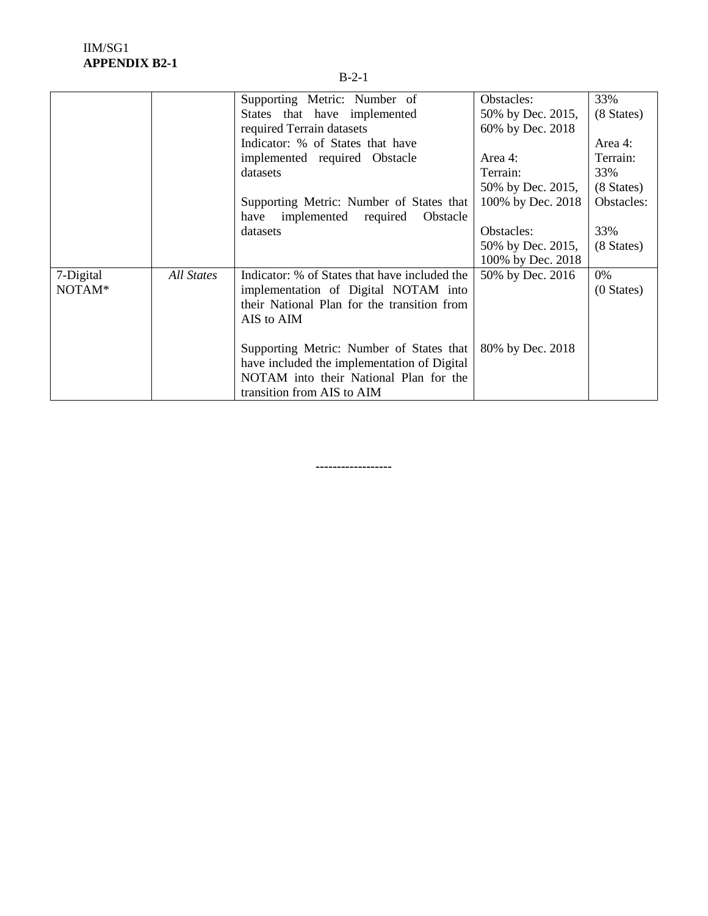| | | | | |
|---|---|---|---|---|
| | | Supporting Metric: Number of States that have implemented required Terrain datasets<br>Indicator: % of States that have implemented required Obstacle datasets<br><br>Supporting Metric: Number of States that have implemented required Obstacle datasets | Obstacles:<br>50% by Dec. 2015,<br>60% by Dec. 2018<br><br>Area 4:<br>Terrain:<br>50% by Dec. 2015,<br>100% by Dec. 2018<br><br>Obstacles:<br>50% by Dec. 2015,<br>100% by Dec. 2018 | 33%<br>(8 States)<br><br>Area 4:<br>Terrain:<br>33%<br>(8 States)<br>Obstacles:<br><br>33%<br>(8 States) |
| 7-Digital NOTAM* | *All States* | Indicator: % of States that have included the implementation of Digital NOTAM into their National Plan for the transition from AIS to AIM<br><br>Supporting Metric: Number of States that have included the implementation of Digital NOTAM into their National Plan for the transition from AIS to AIM | 50% by Dec. 2016<br><br><br><br><br>80% by Dec. 2018 | 0%<br>(0 States) |

------------------